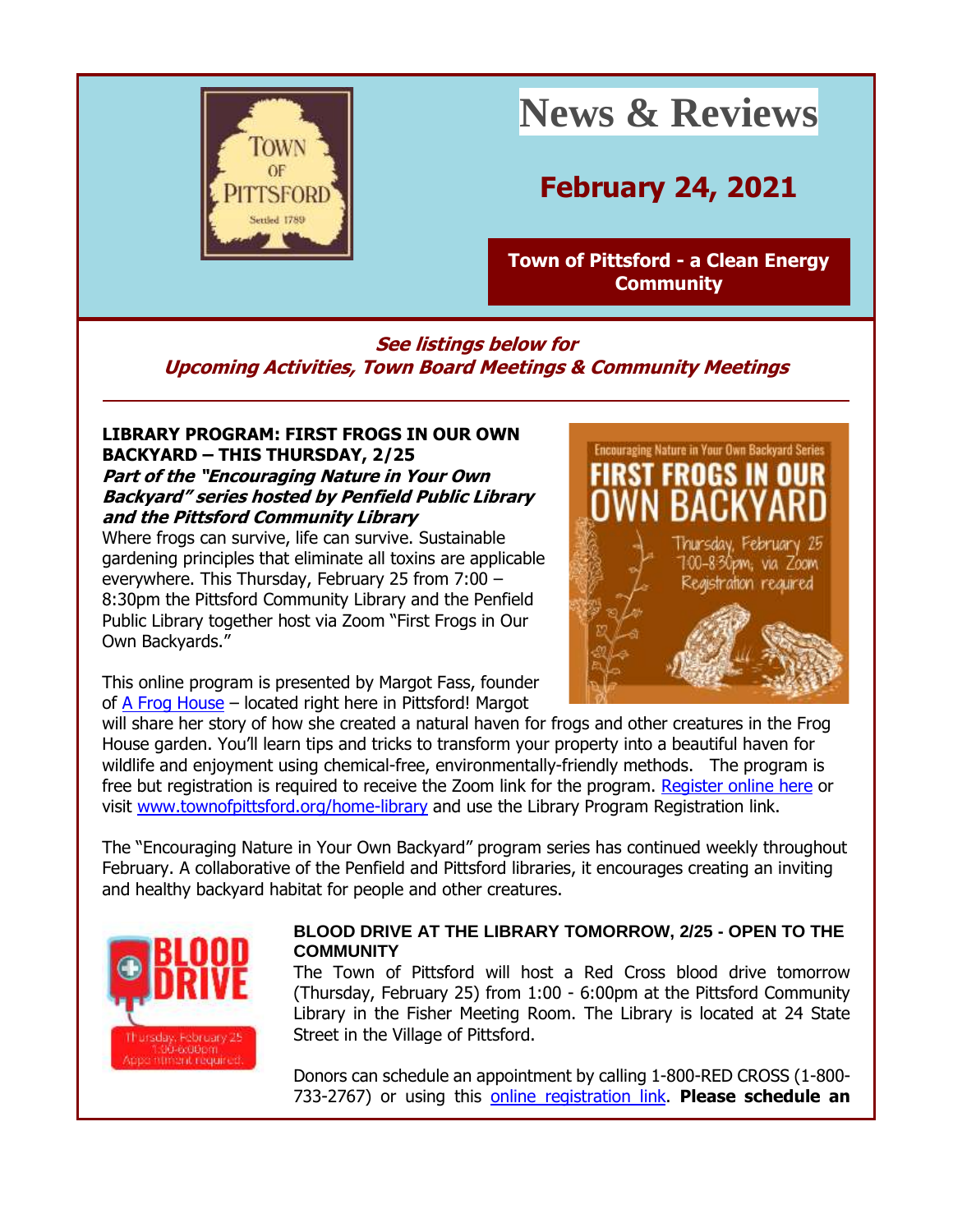# News & Reviews

## February 24, 2021

**Town of Pittsford - a Clean Energy Community**

***See listings below for Upcoming Activities, Town Board Meetings & Community Meetings***

---

**LIBRARY PROGRAM: FIRST FROGS IN OUR OWN BACKYARD – THIS THURSDAY, 2/25**

***Part of the "Encouraging Nature in Your Own Backyard" series hosted by Penfield Public Library and the Pittsford Community Library***

Where frogs can survive, life can survive. Sustainable gardening principles that eliminate all toxins are applicable everywhere. This Thursday, February 25 from 7:00 – 8:30pm the Pittsford Community Library and the Penfield Public Library together host via Zoom "First Frogs in Our Own Backyards."

This online program is presented by Margot Fass, founder of A Frog House – located right here in Pittsford! Margot will share her story of how she created a natural haven for frogs and other creatures in the Frog House garden. You'll learn tips and tricks to transform your property into a beautiful haven for wildlife and enjoyment using chemical-free, environmentally-friendly methods. The program is free but registration is required to receive the Zoom link for the program. Register online here or visit www.townofpittsford.org/home-library and use the Library Program Registration link.

The "Encouraging Nature in Your Own Backyard" program series has continued weekly throughout February. A collaborative of the Penfield and Pittsford libraries, it encourages creating an inviting and healthy backyard habitat for people and other creatures.

**BLOOD DRIVE AT THE LIBRARY TOMORROW, 2/25 - OPEN TO THE COMMUNITY**

The Town of Pittsford will host a Red Cross blood drive tomorrow (Thursday, February 25) from 1:00 - 6:00pm at the Pittsford Community Library in the Fisher Meeting Room. The Library is located at 24 State Street in the Village of Pittsford.

Donors can schedule an appointment by calling 1-800-RED CROSS (1-800-733-2767) or using this online registration link. **Please schedule an**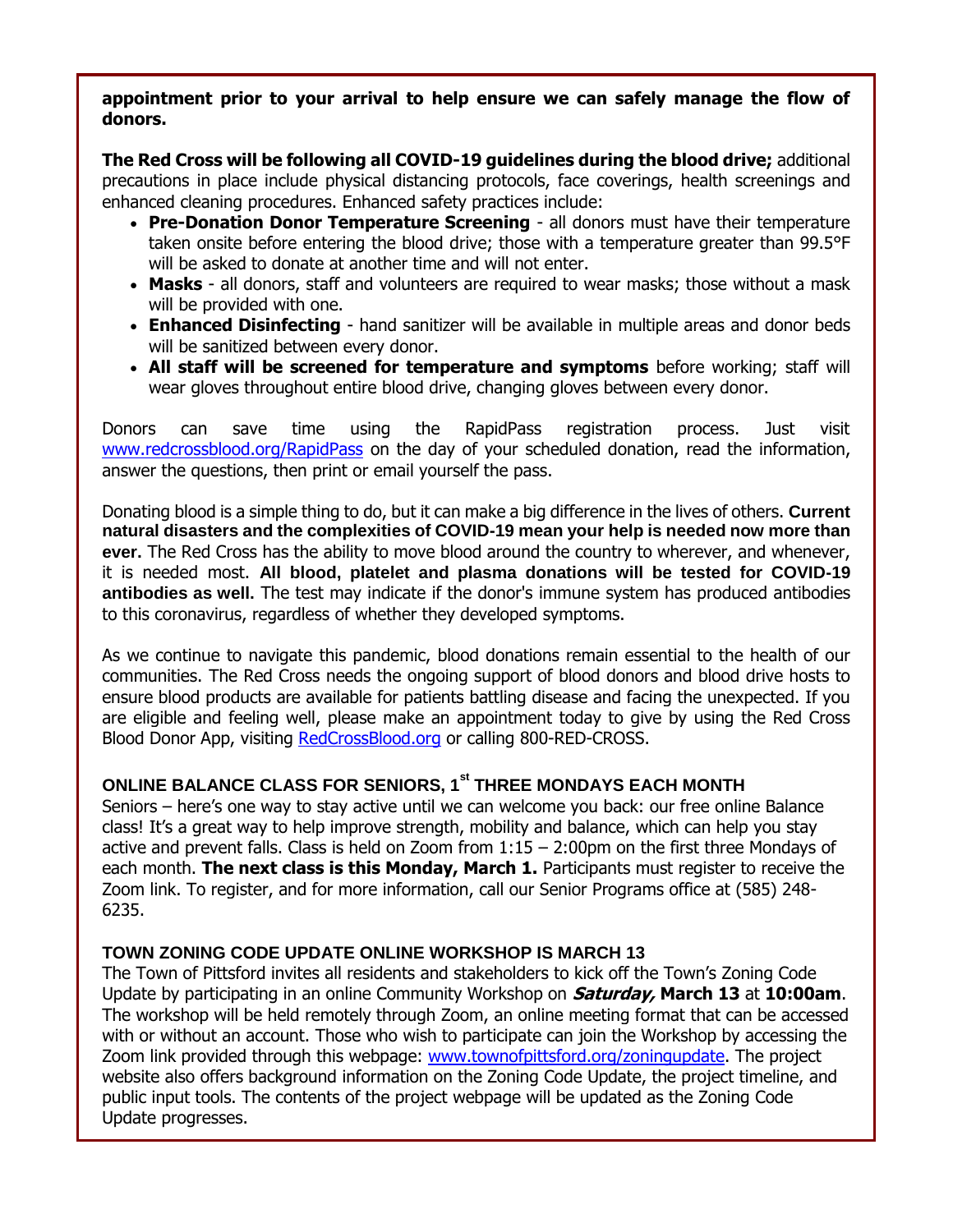**appointment prior to your arrival to help ensure we can safely manage the flow of donors.**

**The Red Cross will be following all COVID-19 guidelines during the blood drive;** additional precautions in place include physical distancing protocols, face coverings, health screenings and enhanced cleaning procedures. Enhanced safety practices include:

- **Pre-Donation Donor Temperature Screening** - all donors must have their temperature taken onsite before entering the blood drive; those with a temperature greater than 99.5°F will be asked to donate at another time and will not enter.
- **Masks** - all donors, staff and volunteers are required to wear masks; those without a mask will be provided with one.
- **Enhanced Disinfecting** - hand sanitizer will be available in multiple areas and donor beds will be sanitized between every donor.
- **All staff will be screened for temperature and symptoms** before working; staff will wear gloves throughout entire blood drive, changing gloves between every donor.

Donors can save time using the RapidPass registration process. Just visit www.redcrossblood.org/RapidPass on the day of your scheduled donation, read the information, answer the questions, then print or email yourself the pass.

Donating blood is a simple thing to do, but it can make a big difference in the lives of others. **Current natural disasters and the complexities of COVID-19 mean your help is needed now more than ever.** The Red Cross has the ability to move blood around the country to wherever, and whenever, it is needed most. **All blood, platelet and plasma donations will be tested for COVID-19 antibodies as well.** The test may indicate if the donor's immune system has produced antibodies to this coronavirus, regardless of whether they developed symptoms.

As we continue to navigate this pandemic, blood donations remain essential to the health of our communities. The Red Cross needs the ongoing support of blood donors and blood drive hosts to ensure blood products are available for patients battling disease and facing the unexpected. If you are eligible and feeling well, please make an appointment today to give by using the Red Cross Blood Donor App, visiting RedCrossBlood.org or calling 800-RED-CROSS.

### ONLINE BALANCE CLASS FOR SENIORS, 1st THREE MONDAYS EACH MONTH

Seniors – here's one way to stay active until we can welcome you back: our free online Balance class! It's a great way to help improve strength, mobility and balance, which can help you stay active and prevent falls. Class is held on Zoom from 1:15 – 2:00pm on the first three Mondays of each month. **The next class is this Monday, March 1.** Participants must register to receive the Zoom link. To register, and for more information, call our Senior Programs office at (585) 248-6235.

### TOWN ZONING CODE UPDATE ONLINE WORKSHOP IS MARCH 13

The Town of Pittsford invites all residents and stakeholders to kick off the Town's Zoning Code Update by participating in an online Community Workshop on ***Saturday,*** **March 13** at **10:00am**. The workshop will be held remotely through Zoom, an online meeting format that can be accessed with or without an account. Those who wish to participate can join the Workshop by accessing the Zoom link provided through this webpage: www.townofpittsford.org/zoningupdate. The project website also offers background information on the Zoning Code Update, the project timeline, and public input tools. The contents of the project webpage will be updated as the Zoning Code Update progresses.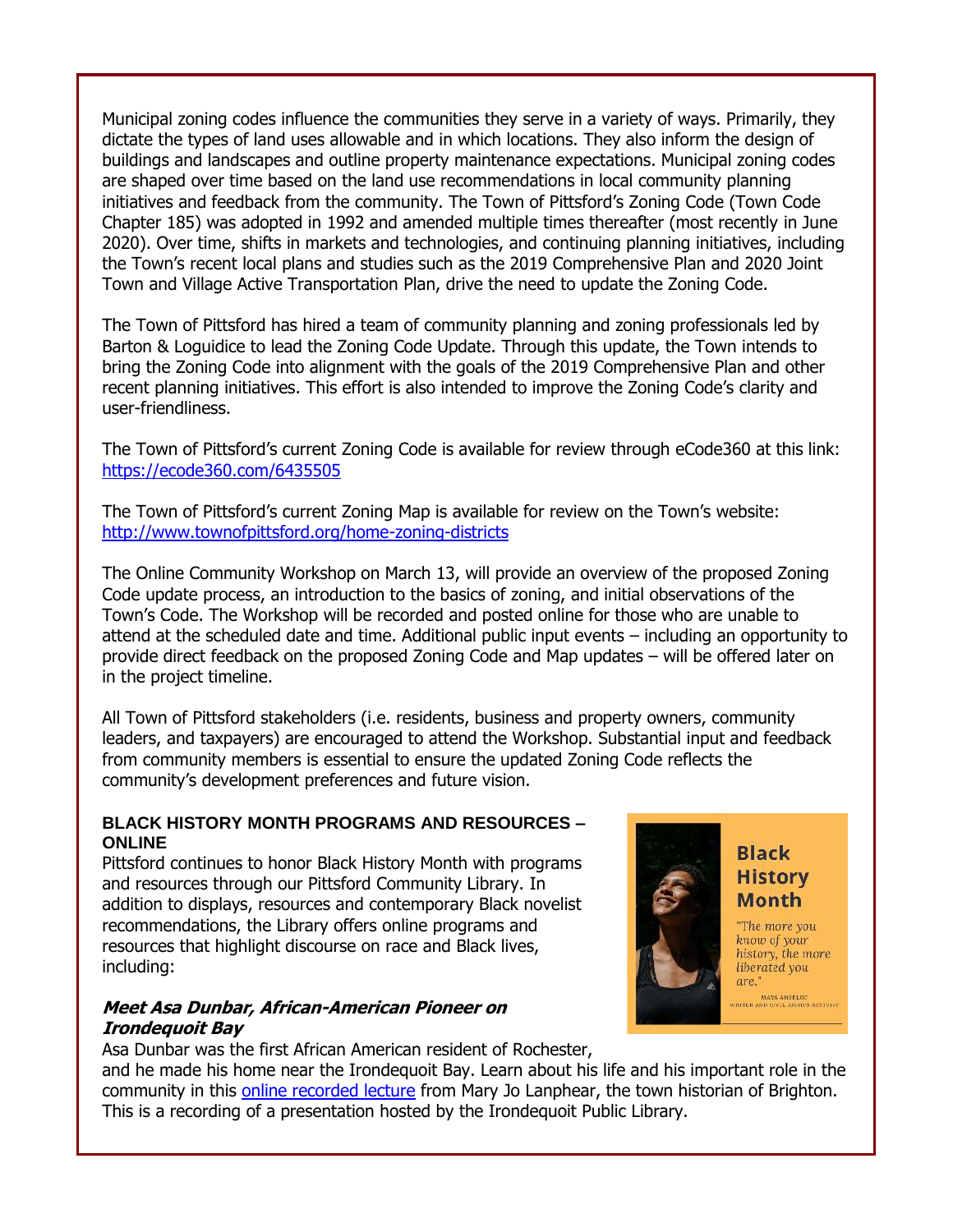Municipal zoning codes influence the communities they serve in a variety of ways. Primarily, they dictate the types of land uses allowable and in which locations. They also inform the design of buildings and landscapes and outline property maintenance expectations. Municipal zoning codes are shaped over time based on the land use recommendations in local community planning initiatives and feedback from the community. The Town of Pittsford's Zoning Code (Town Code Chapter 185) was adopted in 1992 and amended multiple times thereafter (most recently in June 2020). Over time, shifts in markets and technologies, and continuing planning initiatives, including the Town's recent local plans and studies such as the 2019 Comprehensive Plan and 2020 Joint Town and Village Active Transportation Plan, drive the need to update the Zoning Code.

The Town of Pittsford has hired a team of community planning and zoning professionals led by Barton & Loguidice to lead the Zoning Code Update. Through this update, the Town intends to bring the Zoning Code into alignment with the goals of the 2019 Comprehensive Plan and other recent planning initiatives. This effort is also intended to improve the Zoning Code's clarity and user-friendliness.

The Town of Pittsford's current Zoning Code is available for review through eCode360 at this link: [https://ecode360.com/6435505](https://ecode360.com/6435505)

The Town of Pittsford's current Zoning Map is available for review on the Town's website: [http://www.townofpittsford.org/home-zoning-districts](http://www.townofpittsford.org/home-zoning-districts)

The Online Community Workshop on March 13, will provide an overview of the proposed Zoning Code update process, an introduction to the basics of zoning, and initial observations of the Town's Code. The Workshop will be recorded and posted online for those who are unable to attend at the scheduled date and time. Additional public input events – including an opportunity to provide direct feedback on the proposed Zoning Code and Map updates – will be offered later on in the project timeline.

All Town of Pittsford stakeholders (i.e. residents, business and property owners, community leaders, and taxpayers) are encouraged to attend the Workshop. Substantial input and feedback from community members is essential to ensure the updated Zoning Code reflects the community's development preferences and future vision.

### BLACK HISTORY MONTH PROGRAMS AND RESOURCES – ONLINE

Pittsford continues to honor Black History Month with programs and resources through our Pittsford Community Library. In addition to displays, resources and contemporary Black novelist recommendations, the Library offers online programs and resources that highlight discourse on race and Black lives, including:

***Meet Asa Dunbar, African-American Pioneer on Irondequoit Bay***

Asa Dunbar was the first African American resident of Rochester, and he made his home near the Irondequoit Bay. Learn about his life and his important role in the community in this [online recorded lecture]() from Mary Jo Lanphear, the town historian of Brighton. This is a recording of a presentation hosted by the Irondequoit Public Library.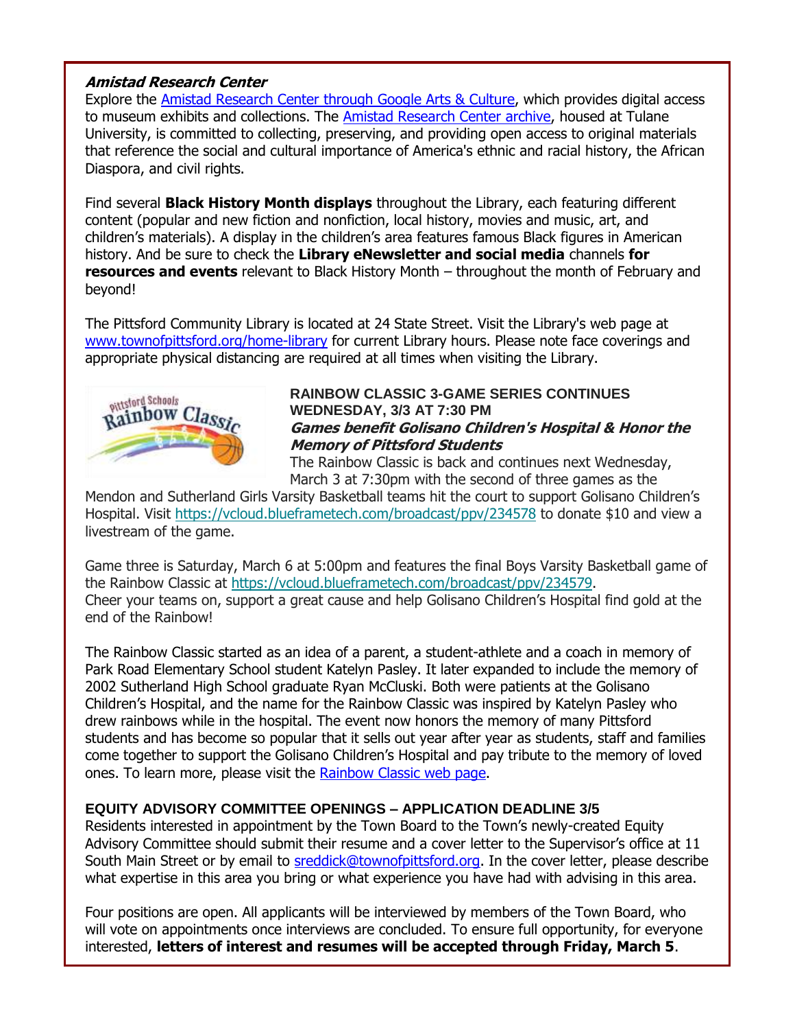***Amistad Research Center***

Explore the Amistad Research Center through Google Arts & Culture, which provides digital access to museum exhibits and collections. The Amistad Research Center archive, housed at Tulane University, is committed to collecting, preserving, and providing open access to original materials that reference the social and cultural importance of America's ethnic and racial history, the African Diaspora, and civil rights.

Find several **Black History Month displays** throughout the Library, each featuring different content (popular and new fiction and nonfiction, local history, movies and music, art, and children's materials). A display in the children's area features famous Black figures in American history. And be sure to check the **Library eNewsletter and social media** channels **for resources and events** relevant to Black History Month – throughout the month of February and beyond!

The Pittsford Community Library is located at 24 State Street. Visit the Library's web page at www.townofpittsford.org/home-library for current Library hours. Please note face coverings and appropriate physical distancing are required at all times when visiting the Library.

**RAINBOW CLASSIC 3-GAME SERIES CONTINUES WEDNESDAY, 3/3 AT 7:30 PM**

***Games benefit Golisano Children's Hospital & Honor the Memory of Pittsford Students***

The Rainbow Classic is back and continues next Wednesday, March 3 at 7:30pm with the second of three games as the Mendon and Sutherland Girls Varsity Basketball teams hit the court to support Golisano Children's Hospital. Visit https://vcloud.blueframetech.com/broadcast/ppv/234578 to donate $10 and view a livestream of the game.

Game three is Saturday, March 6 at 5:00pm and features the final Boys Varsity Basketball game of the Rainbow Classic at https://vcloud.blueframetech.com/broadcast/ppv/234579.
Cheer your teams on, support a great cause and help Golisano Children's Hospital find gold at the end of the Rainbow!

The Rainbow Classic started as an idea of a parent, a student-athlete and a coach in memory of Park Road Elementary School student Katelyn Pasley. It later expanded to include the memory of 2002 Sutherland High School graduate Ryan McCluski. Both were patients at the Golisano Children's Hospital, and the name for the Rainbow Classic was inspired by Katelyn Pasley who drew rainbows while in the hospital. The event now honors the memory of many Pittsford students and has become so popular that it sells out year after year as students, staff and families come together to support the Golisano Children's Hospital and pay tribute to the memory of loved ones. To learn more, please visit the Rainbow Classic web page.

**EQUITY ADVISORY COMMITTEE OPENINGS – APPLICATION DEADLINE 3/5**

Residents interested in appointment by the Town Board to the Town's newly-created Equity Advisory Committee should submit their resume and a cover letter to the Supervisor's office at 11 South Main Street or by email to sreddick@townofpittsford.org. In the cover letter, please describe what expertise in this area you bring or what experience you have had with advising in this area.

Four positions are open. All applicants will be interviewed by members of the Town Board, who will vote on appointments once interviews are concluded. To ensure full opportunity, for everyone interested, **letters of interest and resumes will be accepted through Friday, March 5**.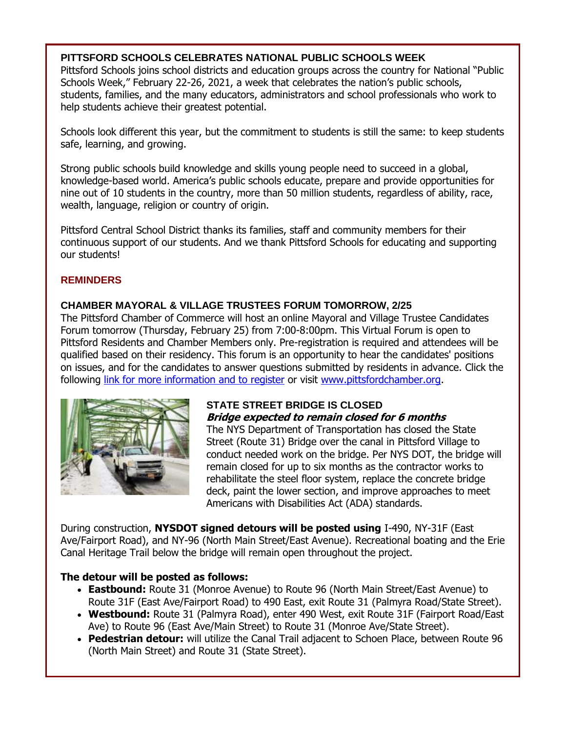### PITTSFORD SCHOOLS CELEBRATES NATIONAL PUBLIC SCHOOLS WEEK

Pittsford Schools joins school districts and education groups across the country for National "Public Schools Week," February 22-26, 2021, a week that celebrates the nation's public schools, students, families, and the many educators, administrators and school professionals who work to help students achieve their greatest potential.

Schools look different this year, but the commitment to students is still the same: to keep students safe, learning, and growing.

Strong public schools build knowledge and skills young people need to succeed in a global, knowledge-based world. America's public schools educate, prepare and provide opportunities for nine out of 10 students in the country, more than 50 million students, regardless of ability, race, wealth, language, religion or country of origin.

Pittsford Central School District thanks its families, staff and community members for their continuous support of our students. And we thank Pittsford Schools for educating and supporting our students!

## REMINDERS

### CHAMBER MAYORAL & VILLAGE TRUSTEES FORUM TOMORROW, 2/25

The Pittsford Chamber of Commerce will host an online Mayoral and Village Trustee Candidates Forum tomorrow (Thursday, February 25) from 7:00-8:00pm. This Virtual Forum is open to Pittsford Residents and Chamber Members only. Pre-registration is required and attendees will be qualified based on their residency. This forum is an opportunity to hear the candidates' positions on issues, and for the candidates to answer questions submitted by residents in advance. Click the following link for more information and to register or visit www.pittsfordchamber.org.

### STATE STREET BRIDGE IS CLOSED

***Bridge expected to remain closed for 6 months***

The NYS Department of Transportation has closed the State Street (Route 31) Bridge over the canal in Pittsford Village to conduct needed work on the bridge. Per NYS DOT, the bridge will remain closed for up to six months as the contractor works to rehabilitate the steel floor system, replace the concrete bridge deck, paint the lower section, and improve approaches to meet Americans with Disabilities Act (ADA) standards.

During construction, **NYSDOT signed detours will be posted using** I-490, NY-31F (East Ave/Fairport Road), and NY-96 (North Main Street/East Avenue). Recreational boating and the Erie Canal Heritage Trail below the bridge will remain open throughout the project.

**The detour will be posted as follows:**

- **Eastbound:** Route 31 (Monroe Avenue) to Route 96 (North Main Street/East Avenue) to Route 31F (East Ave/Fairport Road) to 490 East, exit Route 31 (Palmyra Road/State Street).
- **Westbound:** Route 31 (Palmyra Road), enter 490 West, exit Route 31F (Fairport Road/East Ave) to Route 96 (East Ave/Main Street) to Route 31 (Monroe Ave/State Street).
- **Pedestrian detour:** will utilize the Canal Trail adjacent to Schoen Place, between Route 96 (North Main Street) and Route 31 (State Street).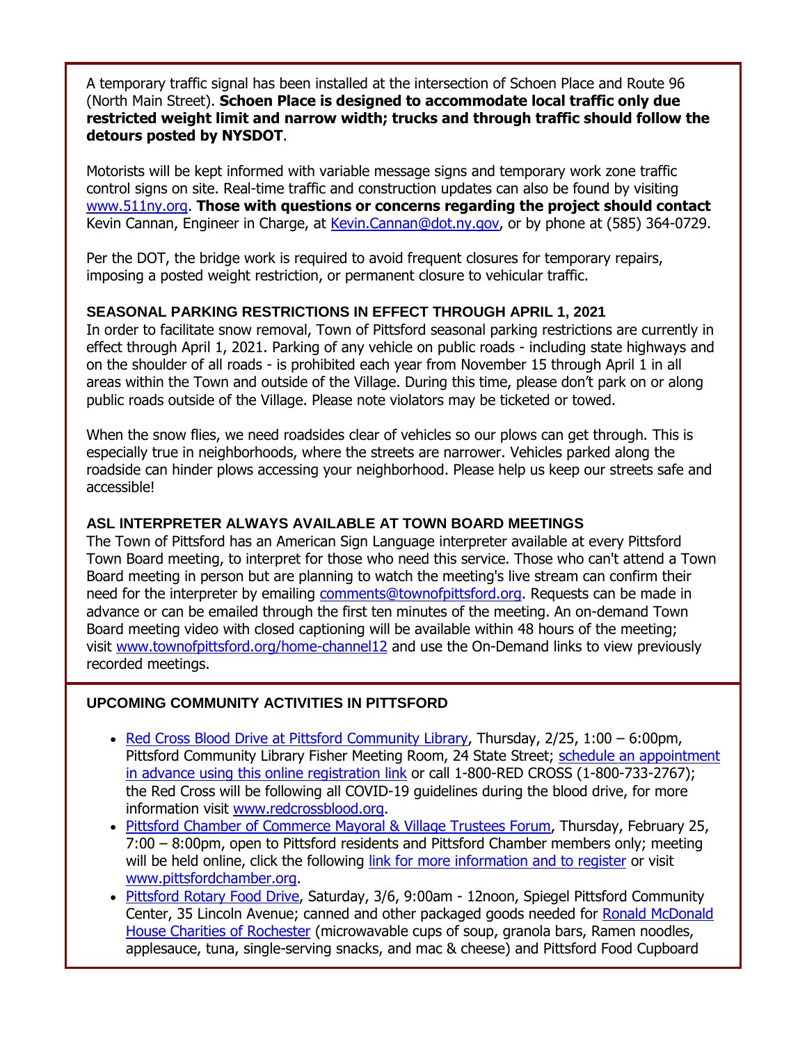A temporary traffic signal has been installed at the intersection of Schoen Place and Route 96 (North Main Street). **Schoen Place is designed to accommodate local traffic only due restricted weight limit and narrow width; trucks and through traffic should follow the detours posted by NYSDOT**.

Motorists will be kept informed with variable message signs and temporary work zone traffic control signs on site. Real-time traffic and construction updates can also be found by visiting [www.511ny.org](www.511ny.org). **Those with questions or concerns regarding the project should contact** Kevin Cannan, Engineer in Charge, at [Kevin.Cannan@dot.ny.gov](mailto:Kevin.Cannan@dot.ny.gov), or by phone at (585) 364-0729.

Per the DOT, the bridge work is required to avoid frequent closures for temporary repairs, imposing a posted weight restriction, or permanent closure to vehicular traffic.

### SEASONAL PARKING RESTRICTIONS IN EFFECT THROUGH APRIL 1, 2021

In order to facilitate snow removal, Town of Pittsford seasonal parking restrictions are currently in effect through April 1, 2021. Parking of any vehicle on public roads - including state highways and on the shoulder of all roads - is prohibited each year from November 15 through April 1 in all areas within the Town and outside of the Village. During this time, please don't park on or along public roads outside of the Village. Please note violators may be ticketed or towed.

When the snow flies, we need roadsides clear of vehicles so our plows can get through. This is especially true in neighborhoods, where the streets are narrower. Vehicles parked along the roadside can hinder plows accessing your neighborhood. Please help us keep our streets safe and accessible!

### ASL INTERPRETER ALWAYS AVAILABLE AT TOWN BOARD MEETINGS

The Town of Pittsford has an American Sign Language interpreter available at every Pittsford Town Board meeting, to interpret for those who need this service. Those who can't attend a Town Board meeting in person but are planning to watch the meeting's live stream can confirm their need for the interpreter by emailing [comments@townofpittsford.org](mailto:comments@townofpittsford.org). Requests can be made in advance or can be emailed through the first ten minutes of the meeting. An on-demand Town Board meeting video with closed captioning will be available within 48 hours of the meeting; visit [www.townofpittsford.org/home-channel12](www.townofpittsford.org/home-channel12) and use the On-Demand links to view previously recorded meetings.

### UPCOMING COMMUNITY ACTIVITIES IN PITTSFORD

- Red Cross Blood Drive at Pittsford Community Library, Thursday, 2/25, 1:00 – 6:00pm, Pittsford Community Library Fisher Meeting Room, 24 State Street; schedule an appointment in advance using this online registration link or call 1-800-RED CROSS (1-800-733-2767); the Red Cross will be following all COVID-19 guidelines during the blood drive, for more information visit [www.redcrossblood.org](www.redcrossblood.org).
- Pittsford Chamber of Commerce Mayoral & Village Trustees Forum, Thursday, February 25, 7:00 – 8:00pm, open to Pittsford residents and Pittsford Chamber members only; meeting will be held online, click the following link for more information and to register or visit [www.pittsfordchamber.org](www.pittsfordchamber.org).
- Pittsford Rotary Food Drive, Saturday, 3/6, 9:00am - 12noon, Spiegel Pittsford Community Center, 35 Lincoln Avenue; canned and other packaged goods needed for Ronald McDonald House Charities of Rochester (microwavable cups of soup, granola bars, Ramen noodles, applesauce, tuna, single-serving snacks, and mac & cheese) and Pittsford Food Cupboard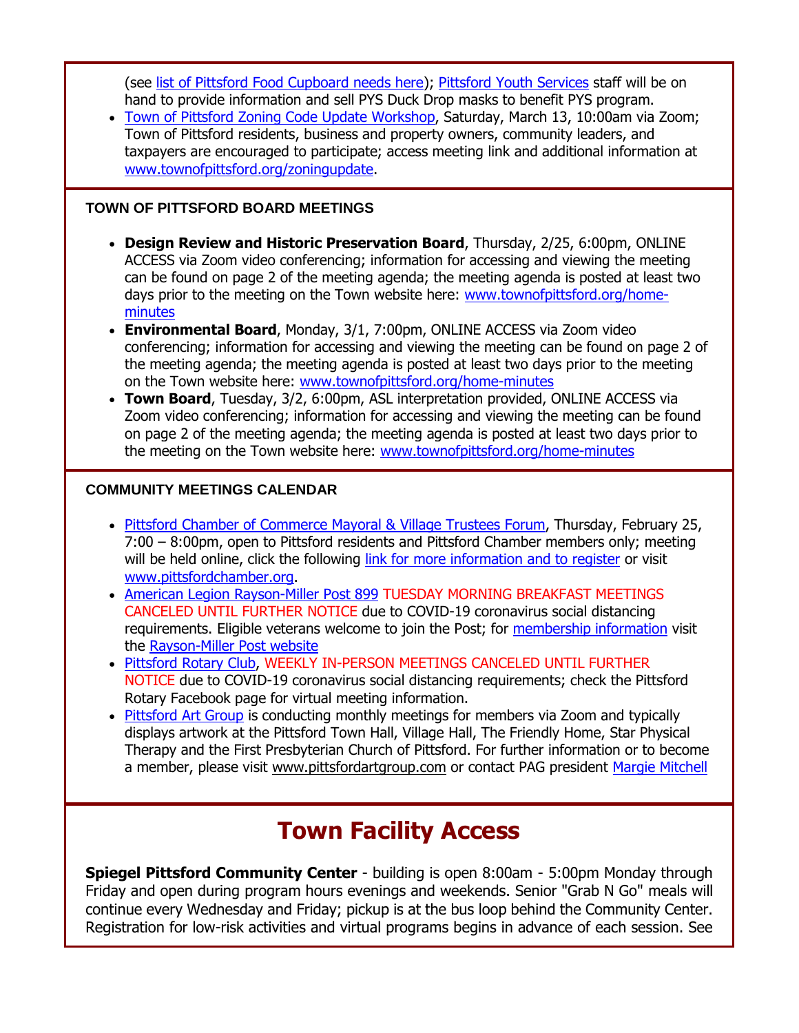(see list of Pittsford Food Cupboard needs here); Pittsford Youth Services staff will be on hand to provide information and sell PYS Duck Drop masks to benefit PYS program.

- Town of Pittsford Zoning Code Update Workshop, Saturday, March 13, 10:00am via Zoom; Town of Pittsford residents, business and property owners, community leaders, and taxpayers are encouraged to participate; access meeting link and additional information at www.townofpittsford.org/zoningupdate.

### TOWN OF PITTSFORD BOARD MEETINGS

- **Design Review and Historic Preservation Board**, Thursday, 2/25, 6:00pm, ONLINE ACCESS via Zoom video conferencing; information for accessing and viewing the meeting can be found on page 2 of the meeting agenda; the meeting agenda is posted at least two days prior to the meeting on the Town website here: www.townofpittsford.org/home-minutes
- **Environmental Board**, Monday, 3/1, 7:00pm, ONLINE ACCESS via Zoom video conferencing; information for accessing and viewing the meeting can be found on page 2 of the meeting agenda; the meeting agenda is posted at least two days prior to the meeting on the Town website here: www.townofpittsford.org/home-minutes
- **Town Board**, Tuesday, 3/2, 6:00pm, ASL interpretation provided, ONLINE ACCESS via Zoom video conferencing; information for accessing and viewing the meeting can be found on page 2 of the meeting agenda; the meeting agenda is posted at least two days prior to the meeting on the Town website here: www.townofpittsford.org/home-minutes

### COMMUNITY MEETINGS CALENDAR

- Pittsford Chamber of Commerce Mayoral & Village Trustees Forum, Thursday, February 25, 7:00 – 8:00pm, open to Pittsford residents and Pittsford Chamber members only; meeting will be held online, click the following link for more information and to register or visit www.pittsfordchamber.org.
- American Legion Rayson-Miller Post 899 TUESDAY MORNING BREAKFAST MEETINGS CANCELED UNTIL FURTHER NOTICE due to COVID-19 coronavirus social distancing requirements. Eligible veterans welcome to join the Post; for membership information visit the Rayson-Miller Post website
- Pittsford Rotary Club, WEEKLY IN-PERSON MEETINGS CANCELED UNTIL FURTHER NOTICE due to COVID-19 coronavirus social distancing requirements; check the Pittsford Rotary Facebook page for virtual meeting information.
- Pittsford Art Group is conducting monthly meetings for members via Zoom and typically displays artwork at the Pittsford Town Hall, Village Hall, The Friendly Home, Star Physical Therapy and the First Presbyterian Church of Pittsford. For further information or to become a member, please visit www.pittsfordartgroup.com or contact PAG president Margie Mitchell

## Town Facility Access

**Spiegel Pittsford Community Center** - building is open 8:00am - 5:00pm Monday through Friday and open during program hours evenings and weekends. Senior "Grab N Go" meals will continue every Wednesday and Friday; pickup is at the bus loop behind the Community Center. Registration for low-risk activities and virtual programs begins in advance of each session. See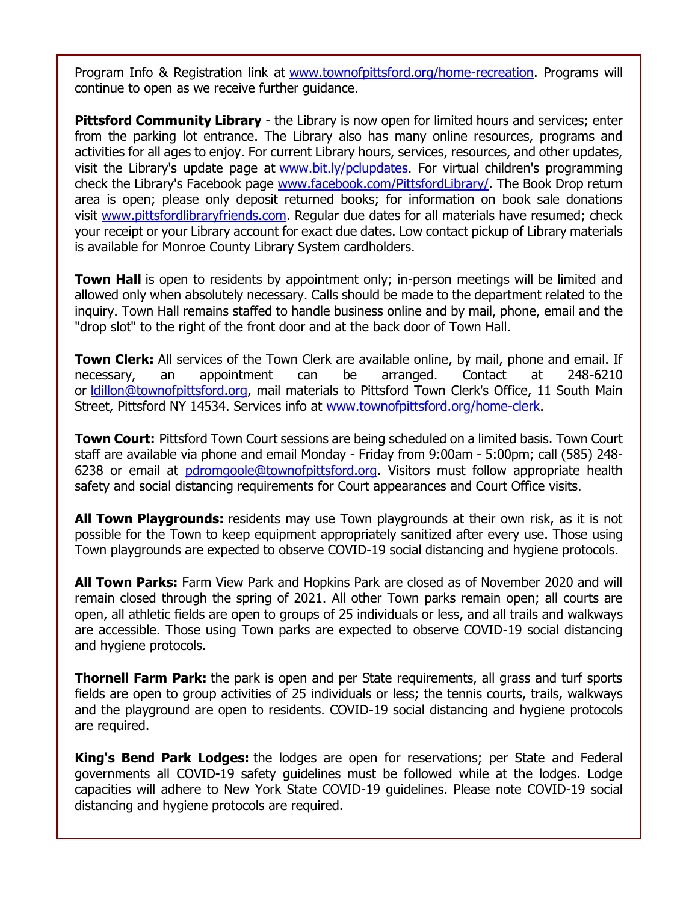Program Info & Registration link at www.townofpittsford.org/home-recreation. Programs will continue to open as we receive further guidance.

**Pittsford Community Library** - the Library is now open for limited hours and services; enter from the parking lot entrance. The Library also has many online resources, programs and activities for all ages to enjoy. For current Library hours, services, resources, and other updates, visit the Library's update page at www.bit.ly/pclupdates. For virtual children's programming check the Library's Facebook page www.facebook.com/PittsfordLibrary/. The Book Drop return area is open; please only deposit returned books; for information on book sale donations visit www.pittsfordlibraryfriends.com. Regular due dates for all materials have resumed; check your receipt or your Library account for exact due dates. Low contact pickup of Library materials is available for Monroe County Library System cardholders.

**Town Hall** is open to residents by appointment only; in-person meetings will be limited and allowed only when absolutely necessary. Calls should be made to the department related to the inquiry. Town Hall remains staffed to handle business online and by mail, phone, email and the "drop slot" to the right of the front door and at the back door of Town Hall.

**Town Clerk:** All services of the Town Clerk are available online, by mail, phone and email. If necessary, an appointment can be arranged. Contact at 248-6210 or ldillon@townofpittsford.org, mail materials to Pittsford Town Clerk's Office, 11 South Main Street, Pittsford NY 14534. Services info at www.townofpittsford.org/home-clerk.

**Town Court:** Pittsford Town Court sessions are being scheduled on a limited basis. Town Court staff are available via phone and email Monday - Friday from 9:00am - 5:00pm; call (585) 248-6238 or email at pdromgoole@townofpittsford.org. Visitors must follow appropriate health safety and social distancing requirements for Court appearances and Court Office visits.

**All Town Playgrounds:** residents may use Town playgrounds at their own risk, as it is not possible for the Town to keep equipment appropriately sanitized after every use. Those using Town playgrounds are expected to observe COVID-19 social distancing and hygiene protocols.

**All Town Parks:** Farm View Park and Hopkins Park are closed as of November 2020 and will remain closed through the spring of 2021. All other Town parks remain open; all courts are open, all athletic fields are open to groups of 25 individuals or less, and all trails and walkways are accessible. Those using Town parks are expected to observe COVID-19 social distancing and hygiene protocols.

**Thornell Farm Park:** the park is open and per State requirements, all grass and turf sports fields are open to group activities of 25 individuals or less; the tennis courts, trails, walkways and the playground are open to residents. COVID-19 social distancing and hygiene protocols are required.

**King's Bend Park Lodges:** the lodges are open for reservations; per State and Federal governments all COVID-19 safety guidelines must be followed while at the lodges. Lodge capacities will adhere to New York State COVID-19 guidelines. Please note COVID-19 social distancing and hygiene protocols are required.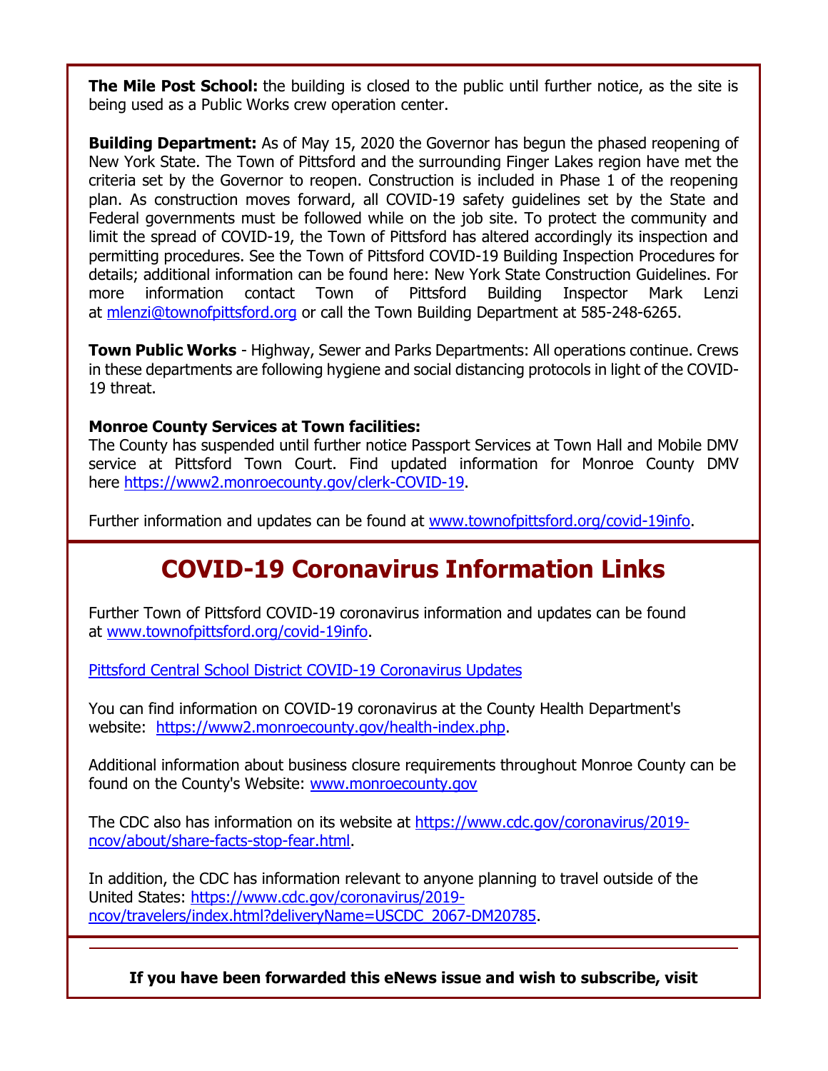**The Mile Post School:** the building is closed to the public until further notice, as the site is being used as a Public Works crew operation center.

**Building Department:** As of May 15, 2020 the Governor has begun the phased reopening of New York State. The Town of Pittsford and the surrounding Finger Lakes region have met the criteria set by the Governor to reopen. Construction is included in Phase 1 of the reopening plan. As construction moves forward, all COVID-19 safety guidelines set by the State and Federal governments must be followed while on the job site. To protect the community and limit the spread of COVID-19, the Town of Pittsford has altered accordingly its inspection and permitting procedures. See the Town of Pittsford COVID-19 Building Inspection Procedures for details; additional information can be found here: New York State Construction Guidelines. For more information contact Town of Pittsford Building Inspector Mark Lenzi at mlenzi@townofpittsford.org or call the Town Building Department at 585-248-6265.

**Town Public Works** - Highway, Sewer and Parks Departments: All operations continue. Crews in these departments are following hygiene and social distancing protocols in light of the COVID-19 threat.

**Monroe County Services at Town facilities:**
The County has suspended until further notice Passport Services at Town Hall and Mobile DMV service at Pittsford Town Court. Find updated information for Monroe County DMV here https://www2.monroecounty.gov/clerk-COVID-19.

Further information and updates can be found at www.townofpittsford.org/covid-19info.

## COVID-19 Coronavirus Information Links

Further Town of Pittsford COVID-19 coronavirus information and updates can be found at www.townofpittsford.org/covid-19info.

Pittsford Central School District COVID-19 Coronavirus Updates

You can find information on COVID-19 coronavirus at the County Health Department's website: https://www2.monroecounty.gov/health-index.php.

Additional information about business closure requirements throughout Monroe County can be found on the County's Website: www.monroecounty.gov

The CDC also has information on its website at https://www.cdc.gov/coronavirus/2019-ncov/about/share-facts-stop-fear.html.

In addition, the CDC has information relevant to anyone planning to travel outside of the United States: https://www.cdc.gov/coronavirus/2019-ncov/travelers/index.html?deliveryName=USCDC_2067-DM20785.

---

**If you have been forwarded this eNews issue and wish to subscribe, visit**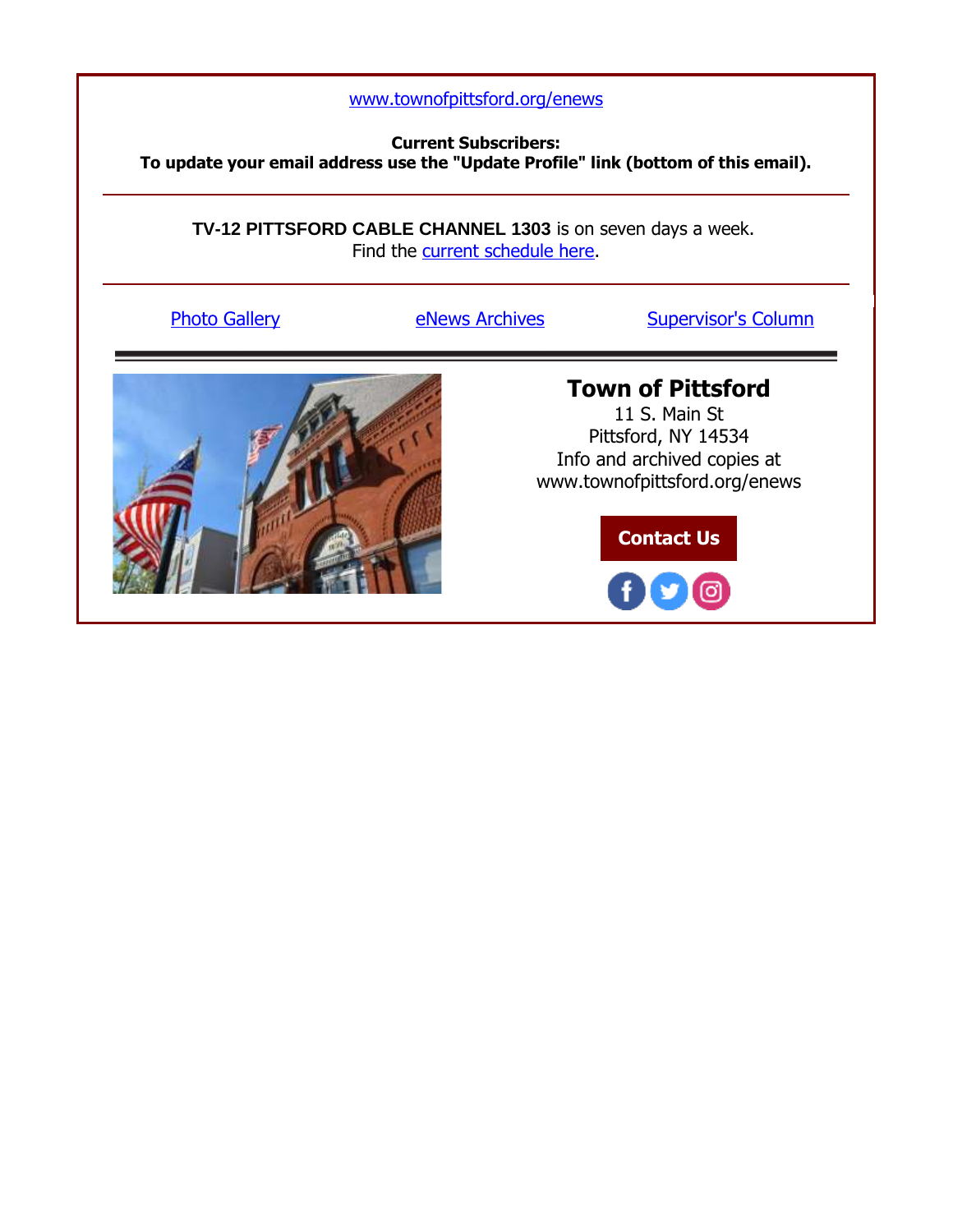www.townofpittsford.org/enews

**Current Subscribers:**
**To update your email address use the "Update Profile" link (bottom of this email).**

---

**TV-12 PITTSFORD CABLE CHANNEL 1303** is on seven days a week.
Find the current schedule here.

---

Photo Gallery | eNews Archives | Supervisor's Column

---

## Town of Pittsford

11 S. Main St
Pittsford, NY 14534
Info and archived copies at
www.townofpittsford.org/enews

**Contact Us**